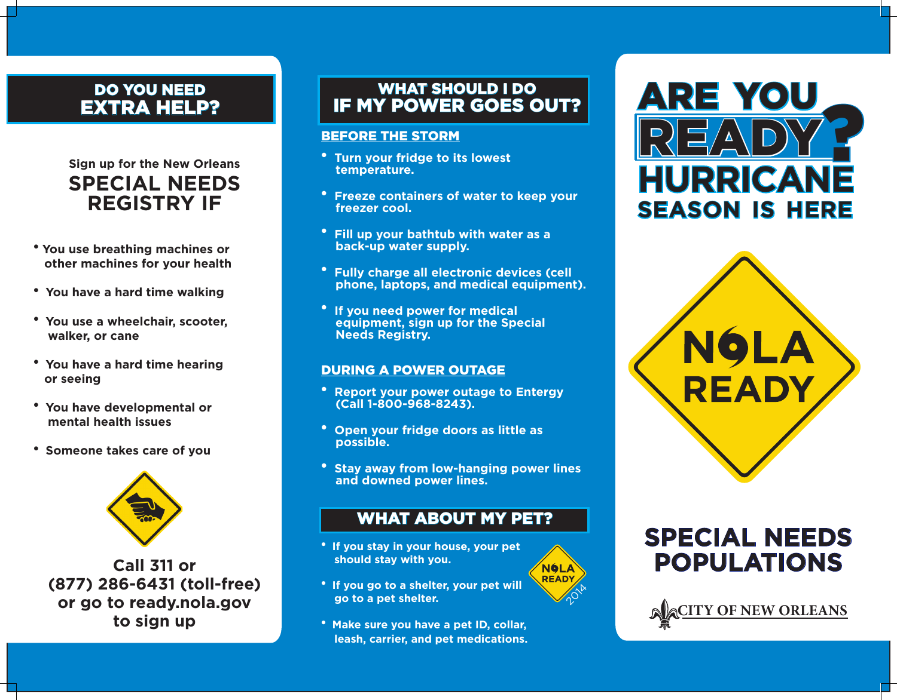# ARE YOU READY? HURRICANE SEASON IS HERE

NOLA READY

## SPECIAL NEEDS POPULATIONS

CITY OF NEW ORLEANS

## DO YOU NEED EXTRA HELP?

Sign up for the New Orleans

### SPECIAL NEEDS REGISTRY IF

- You use breathing machines or other machines for your health
- You have a hard time walking
- You use a wheelchair, scooter, walker, or cane
- You have a hard time hearing or seeing
- You have developmental or mental health issues
- Someone takes care of you

**Call 311 or (877) 286-6431 (toll-free) or go to ready.nola.gov to sign up**

## WHAT SHOULD I DO IF MY POWER GOES OUT?

### BEFORE THE STORM

- Turn your fridge to its lowest temperature.
- Freeze containers of water to keep your freezer cool.
- Fill up your bathtub with water as a back-up water supply.
- Fully charge all electronic devices (cell phone, laptops, and medical equipment).
- If you need power for medical equipment, sign up for the Special Needs Registry.

### DURING A POWER OUTAGE

- Report your power outage to Entergy (Call 1-800-968-8243).
- Open your fridge doors as little as possible.
- Stay away from low-hanging power lines and downed power lines.

## WHAT ABOUT MY PET?

- If you stay in your house, your pet should stay with you.
- If you go to a shelter, your pet will go to a pet shelter.
- Make sure you have a pet ID, collar, leash, carrier, and pet medications.

NOLA READY 2014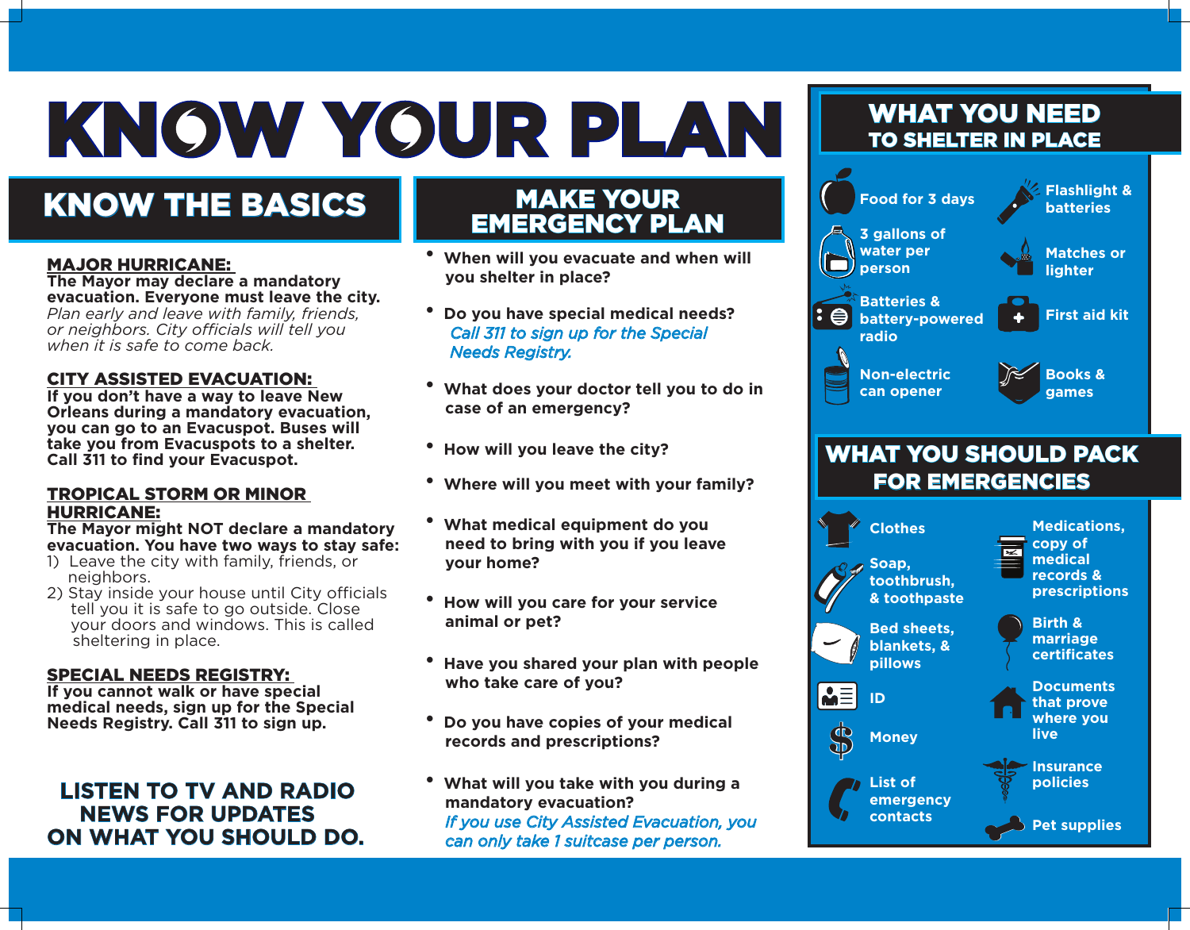# KNOW YOUR PLAN

## KNOW THE BASICS

**MAJOR HURRICANE:**
**The Mayor may declare a mandatory evacuation. Everyone must leave the city.**
*Plan early and leave with family, friends, or neighbors. City officials will tell you when it is safe to come back.*

**CITY ASSISTED EVACUATION:**
**If you don't have a way to leave New Orleans during a mandatory evacuation, you can go to an Evacuspot. Buses will take you from Evacuspots to a shelter. Call 311 to find your Evacuspot.**

**TROPICAL STORM OR MINOR HURRICANE:**
**The Mayor might NOT declare a mandatory evacuation. You have two ways to stay safe:**
1) Leave the city with family, friends, or neighbors.
2) Stay inside your house until City officials tell you it is safe to go outside. Close your doors and windows. This is called sheltering in place.

**SPECIAL NEEDS REGISTRY:**
**If you cannot walk or have special medical needs, sign up for the Special Needs Registry. Call 311 to sign up.**

**LISTEN TO TV AND RADIO NEWS FOR UPDATES ON WHAT YOU SHOULD DO.**

## MAKE YOUR EMERGENCY PLAN

- **When will you evacuate and when will you shelter in place?**
- **Do you have special medical needs?**
  *Call 311 to sign up for the Special Needs Registry.*
- **What does your doctor tell you to do in case of an emergency?**
- **How will you leave the city?**
- **Where will you meet with your family?**
- **What medical equipment do you need to bring with you if you leave your home?**
- **How will you care for your service animal or pet?**
- **Have you shared your plan with people who take care of you?**
- **Do you have copies of your medical records and prescriptions?**
- **What will you take with you during a mandatory evacuation?**
  *If you use City Assisted Evacuation, you can only take 1 suitcase per person.*

## WHAT YOU NEED TO SHELTER IN PLACE

- Food for 3 days
- 3 gallons of water per person
- Batteries & battery-powered radio
- Non-electric can opener
- Flashlight & batteries
- Matches or lighter
- First aid kit
- Books & games

## WHAT YOU SHOULD PACK FOR EMERGENCIES

- Clothes
- Soap, toothbrush, & toothpaste
- Bed sheets, blankets, & pillows
- ID
- Money
- List of emergency contacts
- Medications, copy of medical records & prescriptions
- Birth & marriage certificates
- Documents that prove where you live
- Insurance policies
- Pet supplies